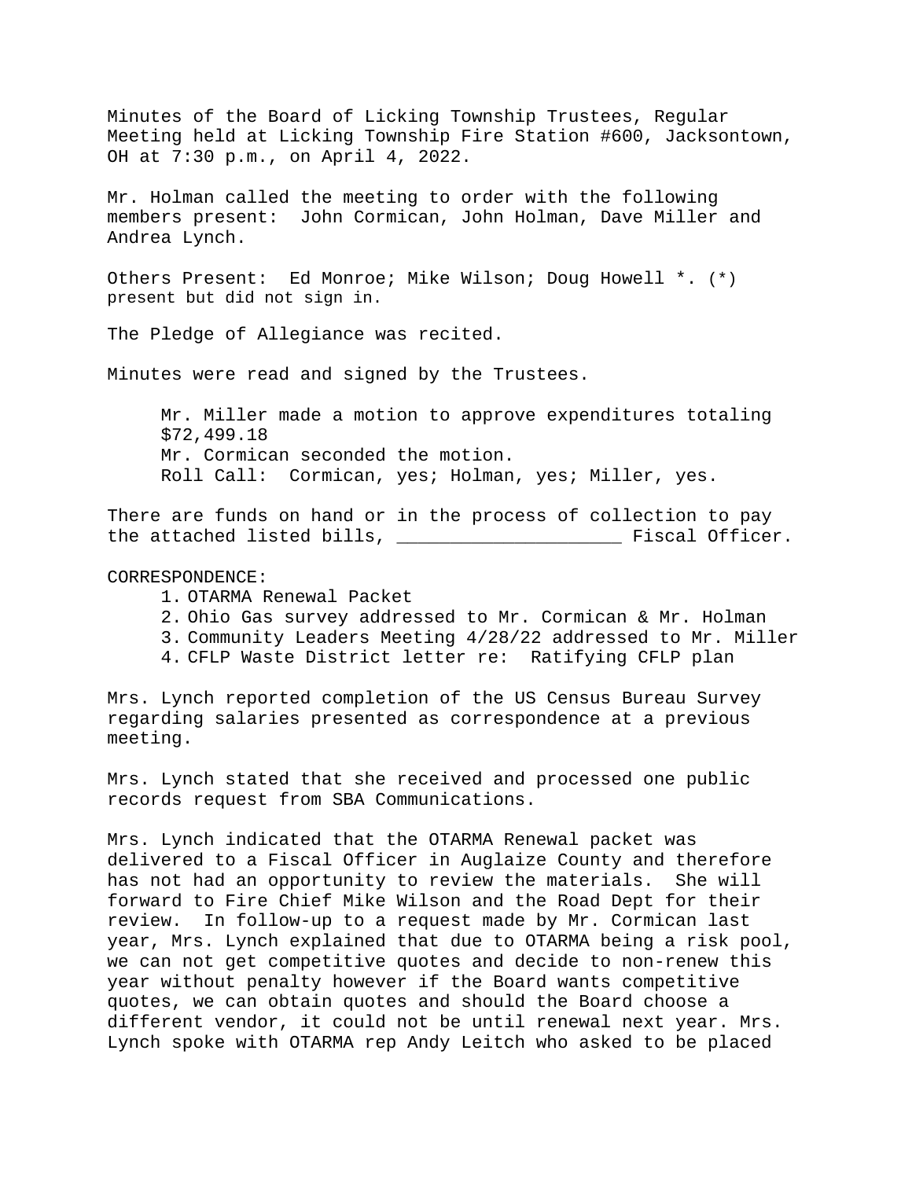Minutes of the Board of Licking Township Trustees, Regular Meeting held at Licking Township Fire Station #600, Jacksontown, OH at 7:30 p.m., on April 4, 2022.

Mr. Holman called the meeting to order with the following members present: John Cormican, John Holman, Dave Miller and Andrea Lynch.

Others Present: Ed Monroe; Mike Wilson; Doug Howell *. (*) present but did not sign in.

The Pledge of Allegiance was recited.

Minutes were read and signed by the Trustees.

> Mr. Miller made a motion to approve expenditures totaling $72,499.18
> Mr. Cormican seconded the motion.
> Roll Call: Cormican, yes; Holman, yes; Miller, yes.

There are funds on hand or in the process of collection to pay the attached listed bills, _____________________ Fiscal Officer.

CORRESPONDENCE:

1. OTARMA Renewal Packet
2. Ohio Gas survey addressed to Mr. Cormican & Mr. Holman
3. Community Leaders Meeting 4/28/22 addressed to Mr. Miller
4. CFLP Waste District letter re: Ratifying CFLP plan

Mrs. Lynch reported completion of the US Census Bureau Survey regarding salaries presented as correspondence at a previous meeting.

Mrs. Lynch stated that she received and processed one public records request from SBA Communications.

Mrs. Lynch indicated that the OTARMA Renewal packet was delivered to a Fiscal Officer in Auglaize County and therefore has not had an opportunity to review the materials. She will forward to Fire Chief Mike Wilson and the Road Dept for their review. In follow-up to a request made by Mr. Cormican last year, Mrs. Lynch explained that due to OTARMA being a risk pool, we can not get competitive quotes and decide to non-renew this year without penalty however if the Board wants competitive quotes, we can obtain quotes and should the Board choose a different vendor, it could not be until renewal next year. Mrs. Lynch spoke with OTARMA rep Andy Leitch who asked to be placed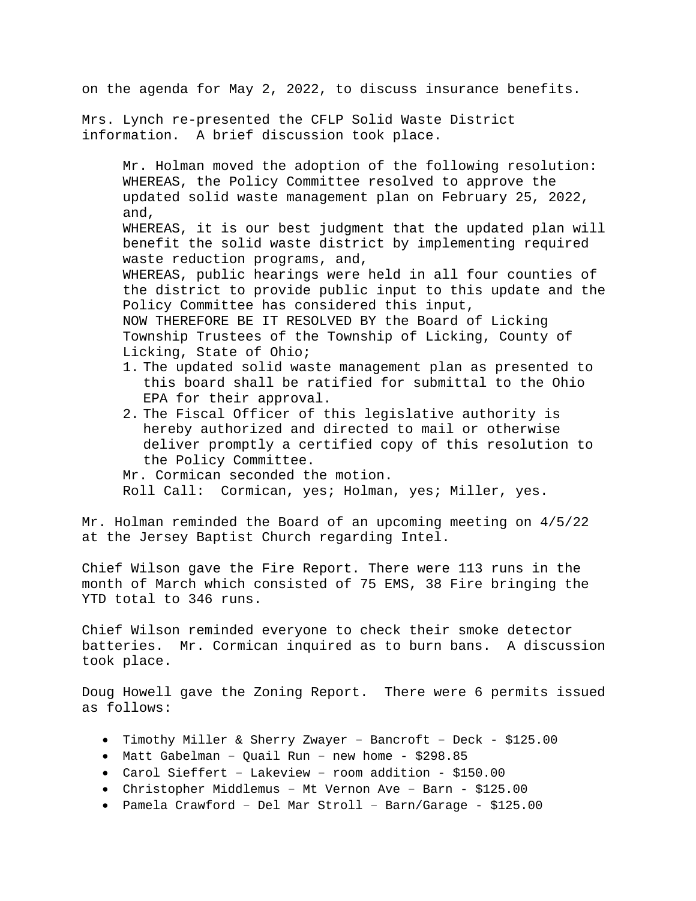on the agenda for May 2, 2022, to discuss insurance benefits.

Mrs. Lynch re-presented the CFLP Solid Waste District information. A brief discussion took place.

> Mr. Holman moved the adoption of the following resolution:
> WHEREAS, the Policy Committee resolved to approve the updated solid waste management plan on February 25, 2022, and,
> WHEREAS, it is our best judgment that the updated plan will benefit the solid waste district by implementing required waste reduction programs, and,
> WHEREAS, public hearings were held in all four counties of the district to provide public input to this update and the Policy Committee has considered this input,
> NOW THEREFORE BE IT RESOLVED BY the Board of Licking Township Trustees of the Township of Licking, County of Licking, State of Ohio;
>
> 1. The updated solid waste management plan as presented to this board shall be ratified for submittal to the Ohio EPA for their approval.
> 2. The Fiscal Officer of this legislative authority is hereby authorized and directed to mail or otherwise deliver promptly a certified copy of this resolution to the Policy Committee.
>
> Mr. Cormican seconded the motion.
> Roll Call: Cormican, yes; Holman, yes; Miller, yes.

Mr. Holman reminded the Board of an upcoming meeting on 4/5/22 at the Jersey Baptist Church regarding Intel.

Chief Wilson gave the Fire Report. There were 113 runs in the month of March which consisted of 75 EMS, 38 Fire bringing the YTD total to 346 runs.

Chief Wilson reminded everyone to check their smoke detector batteries. Mr. Cormican inquired as to burn bans. A discussion took place.

Doug Howell gave the Zoning Report. There were 6 permits issued as follows:

- Timothy Miller & Sherry Zwayer – Bancroft – Deck - $125.00
- Matt Gabelman – Quail Run – new home - $298.85
- Carol Sieffert – Lakeview – room addition - $150.00
- Christopher Middlemus – Mt Vernon Ave – Barn - $125.00
- Pamela Crawford – Del Mar Stroll – Barn/Garage - $125.00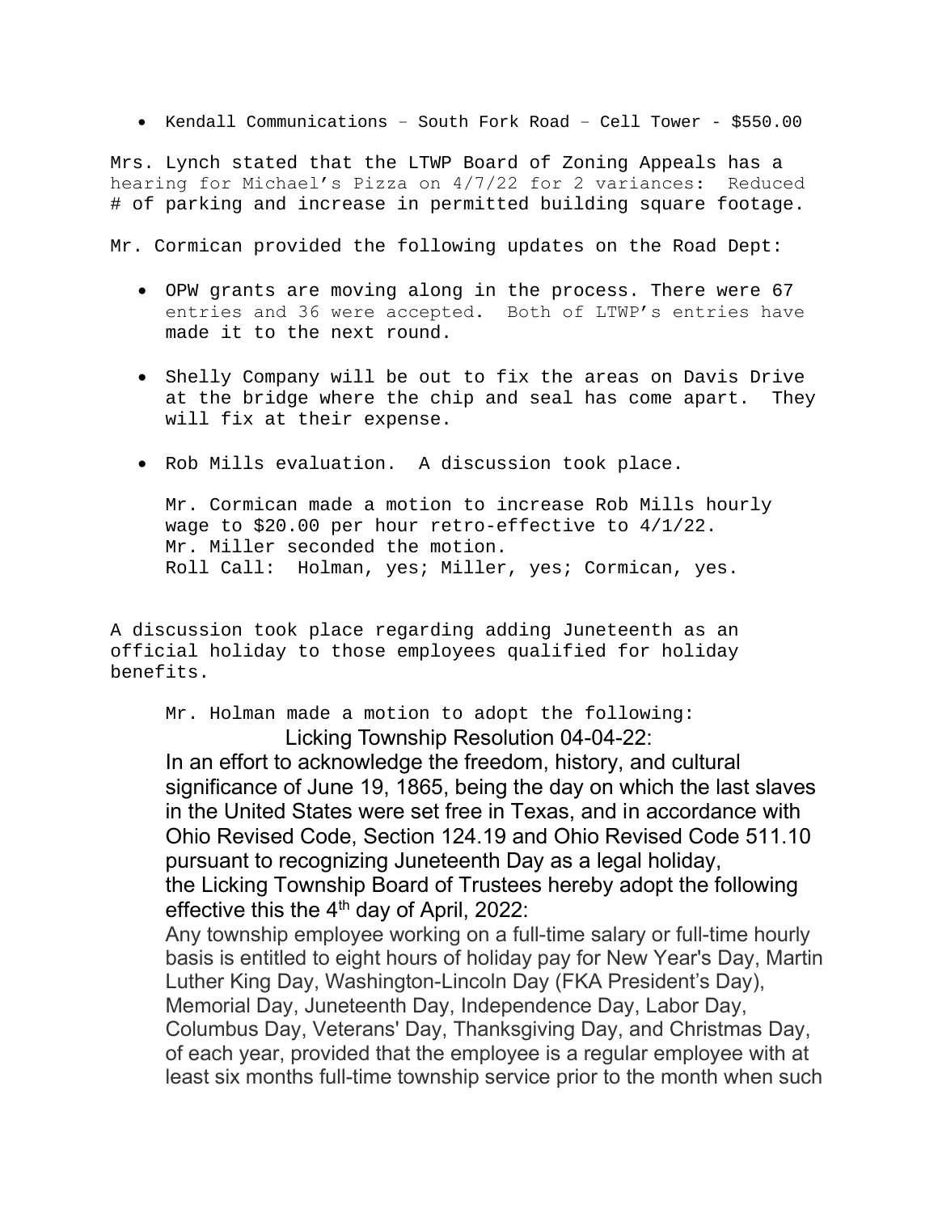- Kendall Communications – South Fork Road – Cell Tower - $550.00

Mrs. Lynch stated that the LTWP Board of Zoning Appeals has a hearing for Michael's Pizza on 4/7/22 for 2 variances: Reduced # of parking and increase in permitted building square footage.

Mr. Cormican provided the following updates on the Road Dept:

- OPW grants are moving along in the process. There were 67 entries and 36 were accepted. Both of LTWP's entries have made it to the next round.

- Shelly Company will be out to fix the areas on Davis Drive at the bridge where the chip and seal has come apart. They will fix at their expense.

- Rob Mills evaluation. A discussion took place.

  Mr. Cormican made a motion to increase Rob Mills hourly wage to $20.00 per hour retro-effective to 4/1/22.
  Mr. Miller seconded the motion.
  Roll Call: Holman, yes; Miller, yes; Cormican, yes.

A discussion took place regarding adding Juneteenth as an official holiday to those employees qualified for holiday benefits.

Mr. Holman made a motion to adopt the following:

Licking Township Resolution 04-04-22:

In an effort to acknowledge the freedom, history, and cultural significance of June 19, 1865, being the day on which the last slaves in the United States were set free in Texas, and in accordance with Ohio Revised Code, Section 124.19 and Ohio Revised Code 511.10 pursuant to recognizing Juneteenth Day as a legal holiday, the Licking Township Board of Trustees hereby adopt the following effective this the 4th day of April, 2022:

Any township employee working on a full-time salary or full-time hourly basis is entitled to eight hours of holiday pay for New Year's Day, Martin Luther King Day, Washington-Lincoln Day (FKA President's Day), Memorial Day, Juneteenth Day, Independence Day, Labor Day, Columbus Day, Veterans' Day, Thanksgiving Day, and Christmas Day, of each year, provided that the employee is a regular employee with at least six months full-time township service prior to the month when such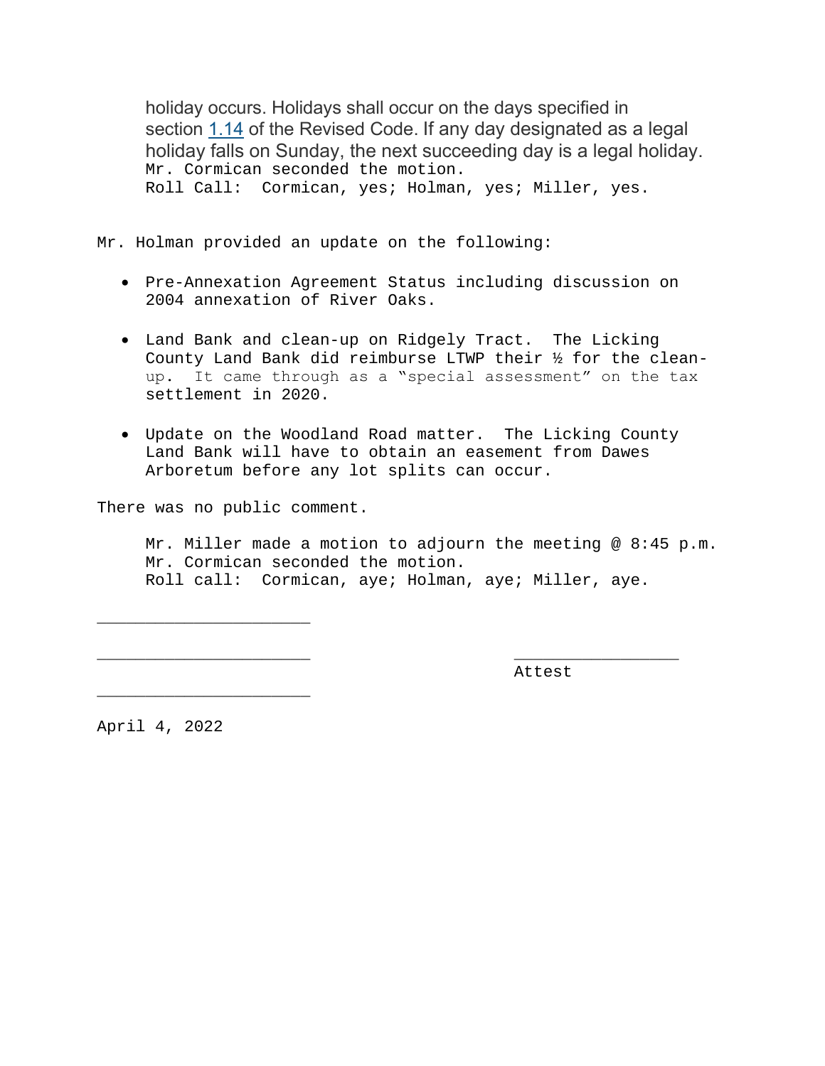holiday occurs. Holidays shall occur on the days specified in section 1.14 of the Revised Code. If any day designated as a legal holiday falls on Sunday, the next succeeding day is a legal holiday.
Mr. Cormican seconded the motion.
Roll Call: Cormican, yes; Holman, yes; Miller, yes.

Mr. Holman provided an update on the following:

- Pre-Annexation Agreement Status including discussion on 2004 annexation of River Oaks.
- Land Bank and clean-up on Ridgely Tract. The Licking County Land Bank did reimburse LTWP their ½ for the clean-up. It came through as a "special assessment" on the tax settlement in 2020.
- Update on the Woodland Road matter. The Licking County Land Bank will have to obtain an easement from Dawes Arboretum before any lot splits can occur.

There was no public comment.

Mr. Miller made a motion to adjourn the meeting @ 8:45 p.m.
Mr. Cormican seconded the motion.
Roll call: Cormican, aye; Holman, aye; Miller, aye.

______________________

______________________ ________________
Attest

______________________

April 4, 2022